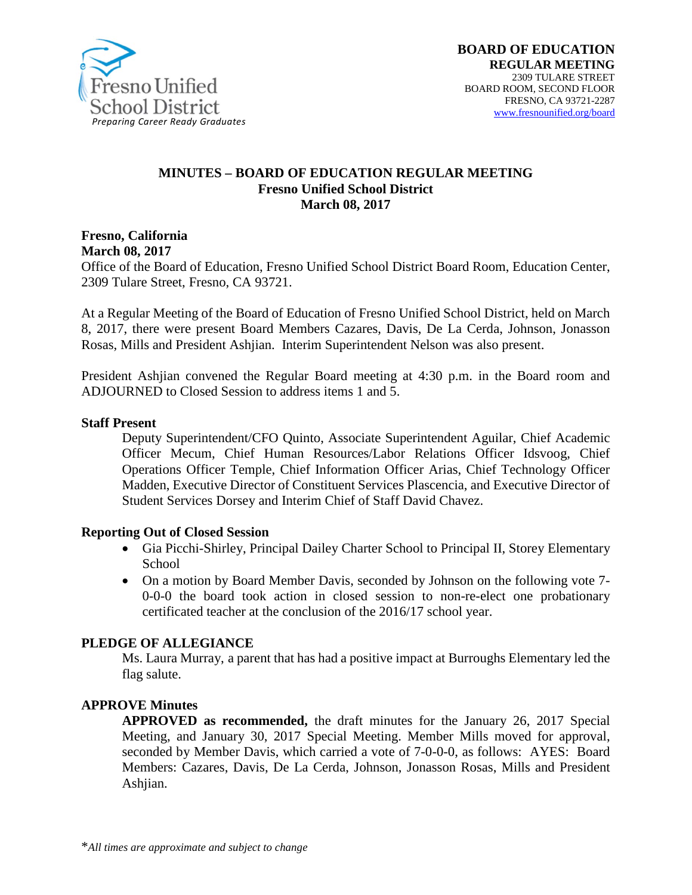Fresno Unified School District
*Preparing Career Ready Graduates*

**BOARD OF EDUCATION**
**REGULAR MEETING**
2309 TULARE STREET
BOARD ROOM, SECOND FLOOR
FRESNO, CA 93721-2287
www.fresnounified.org/board

# MINUTES – BOARD OF EDUCATION REGULAR MEETING
**Fresno Unified School District**
**March 08, 2017**

**Fresno, California**
**March 08, 2017**
Office of the Board of Education, Fresno Unified School District Board Room, Education Center, 2309 Tulare Street, Fresno, CA 93721.

At a Regular Meeting of the Board of Education of Fresno Unified School District, held on March 8, 2017, there were present Board Members Cazares, Davis, De La Cerda, Johnson, Jonasson Rosas, Mills and President Ashjian. Interim Superintendent Nelson was also present.

President Ashjian convened the Regular Board meeting at 4:30 p.m. in the Board room and ADJOURNED to Closed Session to address items 1 and 5.

**Staff Present**

Deputy Superintendent/CFO Quinto, Associate Superintendent Aguilar, Chief Academic Officer Mecum, Chief Human Resources/Labor Relations Officer Idsvoog, Chief Operations Officer Temple, Chief Information Officer Arias, Chief Technology Officer Madden, Executive Director of Constituent Services Plascencia, and Executive Director of Student Services Dorsey and Interim Chief of Staff David Chavez.

**Reporting Out of Closed Session**

- Gia Picchi-Shirley, Principal Dailey Charter School to Principal II, Storey Elementary School
- On a motion by Board Member Davis, seconded by Johnson on the following vote 7-0-0-0 the board took action in closed session to non-re-elect one probationary certificated teacher at the conclusion of the 2016/17 school year.

**PLEDGE OF ALLEGIANCE**

Ms. Laura Murray, a parent that has had a positive impact at Burroughs Elementary led the flag salute.

**APPROVE Minutes**

**APPROVED as recommended,** the draft minutes for the January 26, 2017 Special Meeting, and January 30, 2017 Special Meeting. Member Mills moved for approval, seconded by Member Davis, which carried a vote of 7-0-0-0, as follows: AYES: Board Members: Cazares, Davis, De La Cerda, Johnson, Jonasson Rosas, Mills and President Ashjian.

\**All times are approximate and subject to change*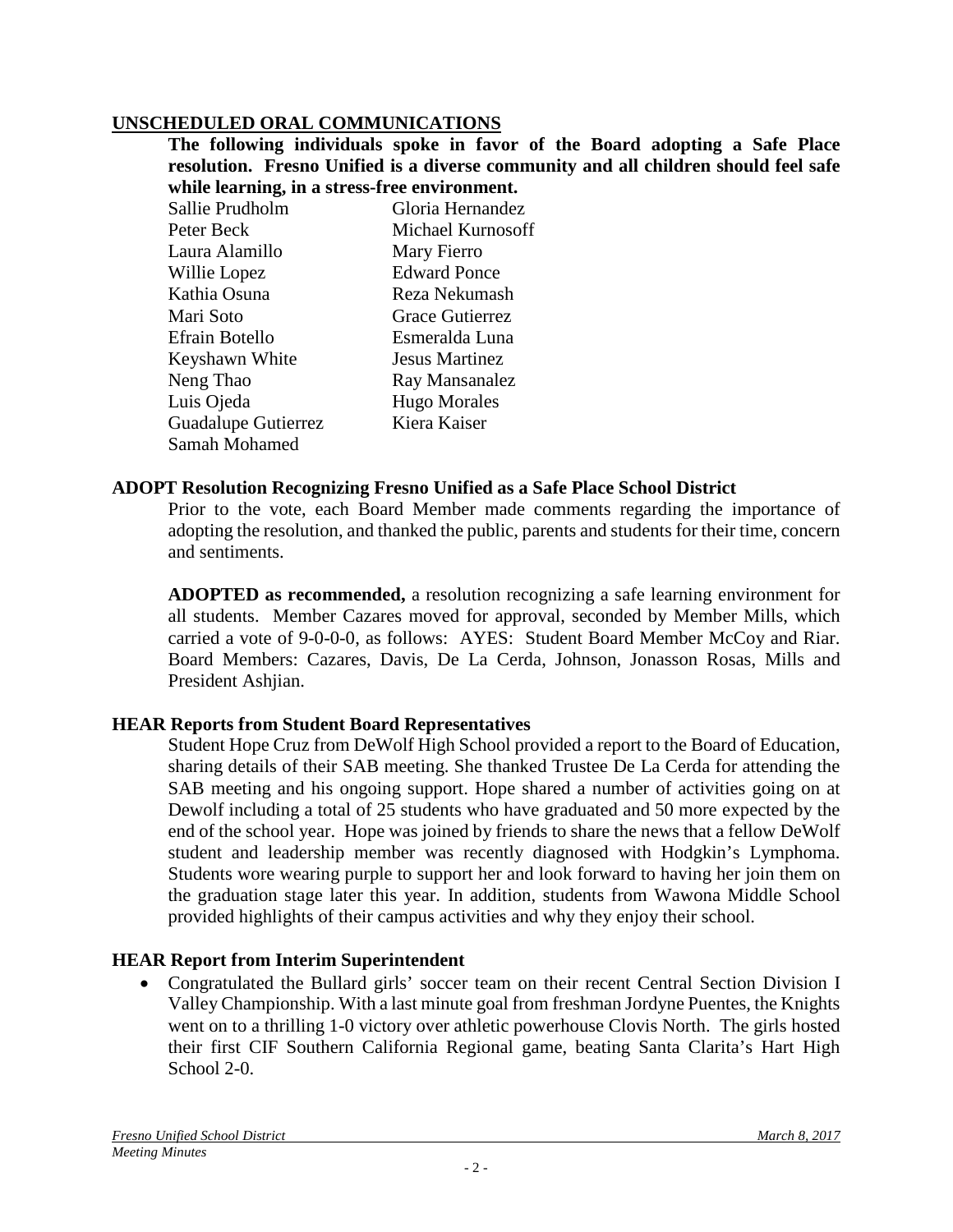## UNSCHEDULED ORAL COMMUNICATIONS

**The following individuals spoke in favor of the Board adopting a Safe Place resolution. Fresno Unified is a diverse community and all children should feel safe while learning, in a stress-free environment.**

| | |
|---|---|
| Sallie Prudholm | Gloria Hernandez |
| Peter Beck | Michael Kurnosoff |
| Laura Alamillo | Mary Fierro |
| Willie Lopez | Edward Ponce |
| Kathia Osuna | Reza Nekumash |
| Mari Soto | Grace Gutierrez |
| Efrain Botello | Esmeralda Luna |
| Keyshawn White | Jesus Martinez |
| Neng Thao | Ray Mansanalez |
| Luis Ojeda | Hugo Morales |
| Guadalupe Gutierrez | Kiera Kaiser |
| Samah Mohamed | |

## ADOPT Resolution Recognizing Fresno Unified as a Safe Place School District

Prior to the vote, each Board Member made comments regarding the importance of adopting the resolution, and thanked the public, parents and students for their time, concern and sentiments.

**ADOPTED as recommended,** a resolution recognizing a safe learning environment for all students. Member Cazares moved for approval, seconded by Member Mills, which carried a vote of 9-0-0-0, as follows: AYES: Student Board Member McCoy and Riar. Board Members: Cazares, Davis, De La Cerda, Johnson, Jonasson Rosas, Mills and President Ashjian.

## HEAR Reports from Student Board Representatives

Student Hope Cruz from DeWolf High School provided a report to the Board of Education, sharing details of their SAB meeting. She thanked Trustee De La Cerda for attending the SAB meeting and his ongoing support. Hope shared a number of activities going on at Dewolf including a total of 25 students who have graduated and 50 more expected by the end of the school year. Hope was joined by friends to share the news that a fellow DeWolf student and leadership member was recently diagnosed with Hodgkin's Lymphoma. Students wore wearing purple to support her and look forward to having her join them on the graduation stage later this year. In addition, students from Wawona Middle School provided highlights of their campus activities and why they enjoy their school.

## HEAR Report from Interim Superintendent

- Congratulated the Bullard girls' soccer team on their recent Central Section Division I Valley Championship. With a last minute goal from freshman Jordyne Puentes, the Knights went on to a thrilling 1-0 victory over athletic powerhouse Clovis North. The girls hosted their first CIF Southern California Regional game, beating Santa Clarita's Hart High School 2-0.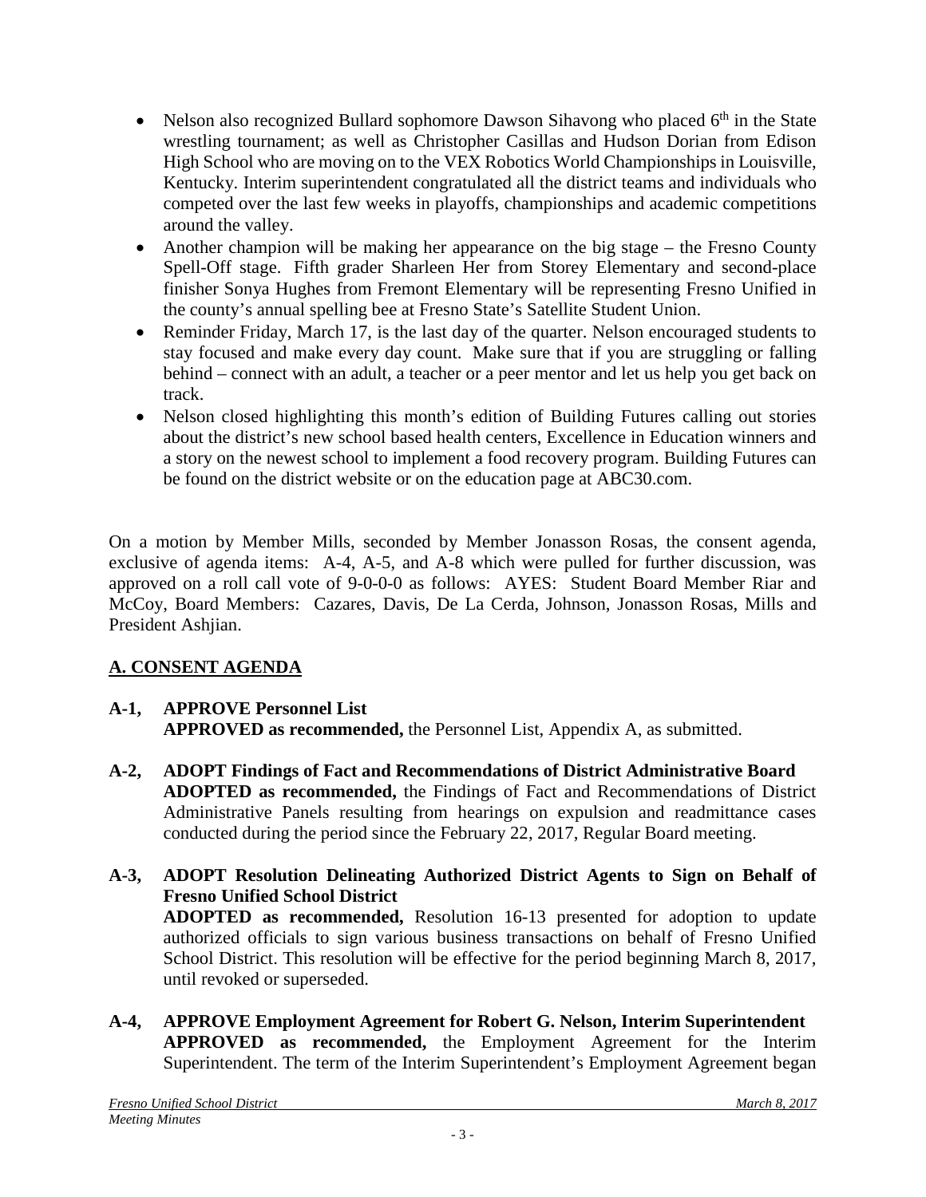- Nelson also recognized Bullard sophomore Dawson Sihavong who placed 6th in the State wrestling tournament; as well as Christopher Casillas and Hudson Dorian from Edison High School who are moving on to the VEX Robotics World Championships in Louisville, Kentucky. Interim superintendent congratulated all the district teams and individuals who competed over the last few weeks in playoffs, championships and academic competitions around the valley.
- Another champion will be making her appearance on the big stage – the Fresno County Spell-Off stage. Fifth grader Sharleen Her from Storey Elementary and second-place finisher Sonya Hughes from Fremont Elementary will be representing Fresno Unified in the county's annual spelling bee at Fresno State's Satellite Student Union.
- Reminder Friday, March 17, is the last day of the quarter. Nelson encouraged students to stay focused and make every day count. Make sure that if you are struggling or falling behind – connect with an adult, a teacher or a peer mentor and let us help you get back on track.
- Nelson closed highlighting this month's edition of Building Futures calling out stories about the district's new school based health centers, Excellence in Education winners and a story on the newest school to implement a food recovery program. Building Futures can be found on the district website or on the education page at ABC30.com.

On a motion by Member Mills, seconded by Member Jonasson Rosas, the consent agenda, exclusive of agenda items: A-4, A-5, and A-8 which were pulled for further discussion, was approved on a roll call vote of 9-0-0-0 as follows: AYES: Student Board Member Riar and McCoy, Board Members: Cazares, Davis, De La Cerda, Johnson, Jonasson Rosas, Mills and President Ashjian.

## A. CONSENT AGENDA

**A-1, APPROVE Personnel List**
**APPROVED as recommended,** the Personnel List, Appendix A, as submitted.

**A-2, ADOPT Findings of Fact and Recommendations of District Administrative Board**
**ADOPTED as recommended,** the Findings of Fact and Recommendations of District Administrative Panels resulting from hearings on expulsion and readmittance cases conducted during the period since the February 22, 2017, Regular Board meeting.

**A-3, ADOPT Resolution Delineating Authorized District Agents to Sign on Behalf of Fresno Unified School District**
**ADOPTED as recommended,** Resolution 16-13 presented for adoption to update authorized officials to sign various business transactions on behalf of Fresno Unified School District. This resolution will be effective for the period beginning March 8, 2017, until revoked or superseded.

**A-4, APPROVE Employment Agreement for Robert G. Nelson, Interim Superintendent**
**APPROVED as recommended,** the Employment Agreement for the Interim Superintendent. The term of the Interim Superintendent's Employment Agreement began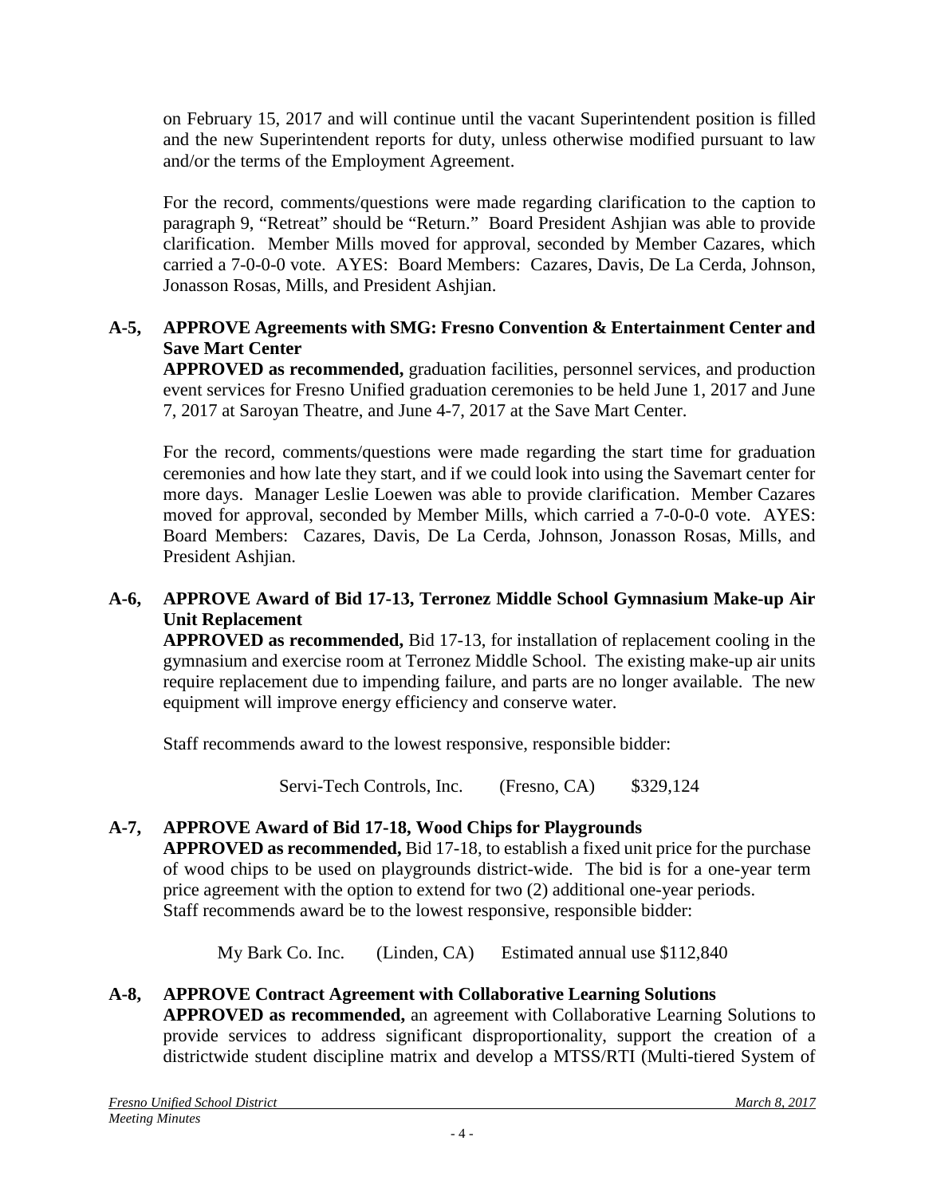on February 15, 2017 and will continue until the vacant Superintendent position is filled and the new Superintendent reports for duty, unless otherwise modified pursuant to law and/or the terms of the Employment Agreement.

For the record, comments/questions were made regarding clarification to the caption to paragraph 9, "Retreat" should be "Return." Board President Ashjian was able to provide clarification. Member Mills moved for approval, seconded by Member Cazares, which carried a 7-0-0-0 vote. AYES: Board Members: Cazares, Davis, De La Cerda, Johnson, Jonasson Rosas, Mills, and President Ashjian.

**A-5, APPROVE Agreements with SMG: Fresno Convention & Entertainment Center and Save Mart Center**

**APPROVED as recommended,** graduation facilities, personnel services, and production event services for Fresno Unified graduation ceremonies to be held June 1, 2017 and June 7, 2017 at Saroyan Theatre, and June 4-7, 2017 at the Save Mart Center.

For the record, comments/questions were made regarding the start time for graduation ceremonies and how late they start, and if we could look into using the Savemart center for more days. Manager Leslie Loewen was able to provide clarification. Member Cazares moved for approval, seconded by Member Mills, which carried a 7-0-0-0 vote. AYES: Board Members: Cazares, Davis, De La Cerda, Johnson, Jonasson Rosas, Mills, and President Ashjian.

**A-6, APPROVE Award of Bid 17-13, Terronez Middle School Gymnasium Make-up Air Unit Replacement**

**APPROVED as recommended,** Bid 17-13, for installation of replacement cooling in the gymnasium and exercise room at Terronez Middle School. The existing make-up air units require replacement due to impending failure, and parts are no longer available. The new equipment will improve energy efficiency and conserve water.

Staff recommends award to the lowest responsive, responsible bidder:

Servi-Tech Controls, Inc. (Fresno, CA) $329,124

**A-7, APPROVE Award of Bid 17-18, Wood Chips for Playgrounds**

**APPROVED as recommended,** Bid 17-18, to establish a fixed unit price for the purchase of wood chips to be used on playgrounds district-wide. The bid is for a one-year term price agreement with the option to extend for two (2) additional one-year periods. Staff recommends award be to the lowest responsive, responsible bidder:

My Bark Co. Inc. (Linden, CA) Estimated annual use $112,840

**A-8, APPROVE Contract Agreement with Collaborative Learning Solutions**

**APPROVED as recommended,** an agreement with Collaborative Learning Solutions to provide services to address significant disproportionality, support the creation of a districtwide student discipline matrix and develop a MTSS/RTI (Multi-tiered System of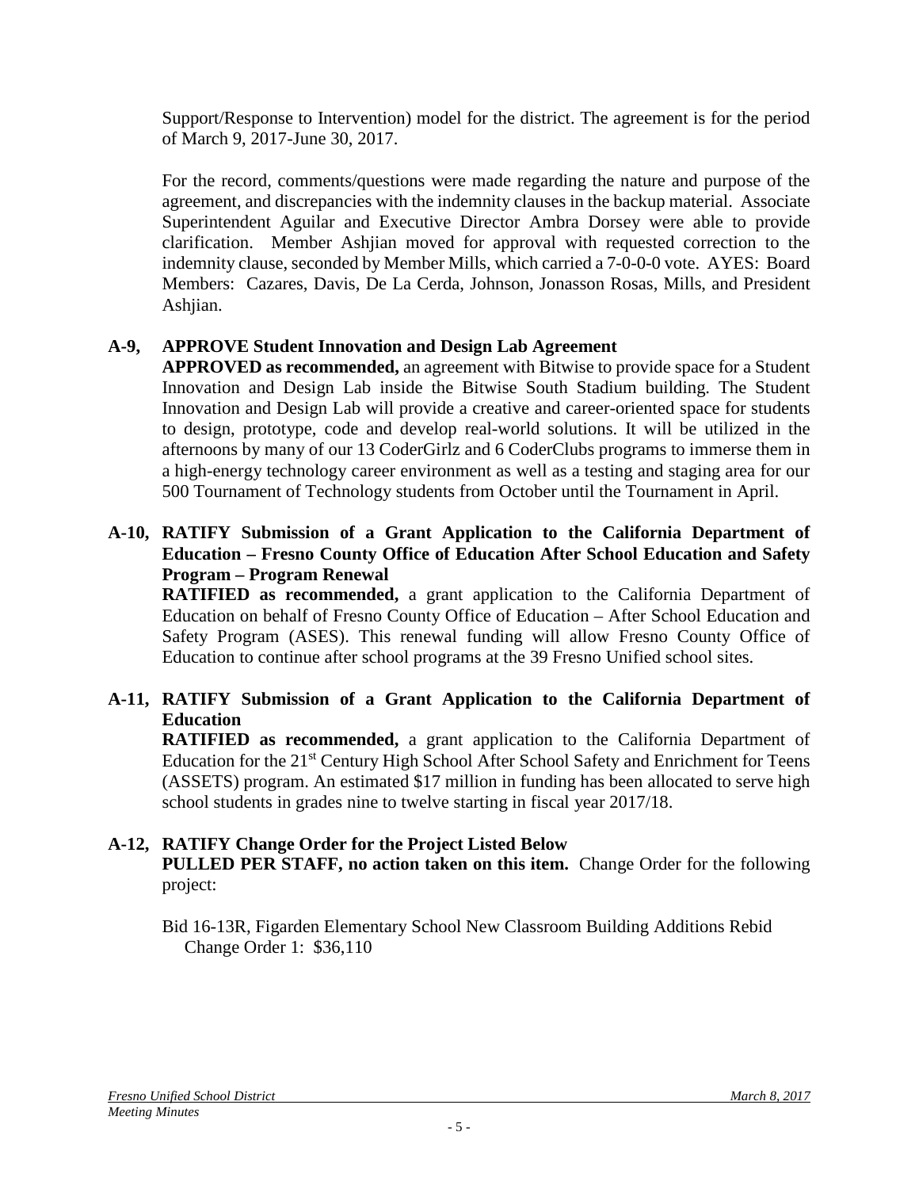Support/Response to Intervention) model for the district. The agreement is for the period of March 9, 2017-June 30, 2017.

For the record, comments/questions were made regarding the nature and purpose of the agreement, and discrepancies with the indemnity clauses in the backup material. Associate Superintendent Aguilar and Executive Director Ambra Dorsey were able to provide clarification. Member Ashjian moved for approval with requested correction to the indemnity clause, seconded by Member Mills, which carried a 7-0-0-0 vote. AYES: Board Members: Cazares, Davis, De La Cerda, Johnson, Jonasson Rosas, Mills, and President Ashjian.

**A-9, APPROVE Student Innovation and Design Lab Agreement**

**APPROVED as recommended,** an agreement with Bitwise to provide space for a Student Innovation and Design Lab inside the Bitwise South Stadium building. The Student Innovation and Design Lab will provide a creative and career-oriented space for students to design, prototype, code and develop real-world solutions. It will be utilized in the afternoons by many of our 13 CoderGirlz and 6 CoderClubs programs to immerse them in a high-energy technology career environment as well as a testing and staging area for our 500 Tournament of Technology students from October until the Tournament in April.

**A-10, RATIFY Submission of a Grant Application to the California Department of Education – Fresno County Office of Education After School Education and Safety Program – Program Renewal**

**RATIFIED as recommended,** a grant application to the California Department of Education on behalf of Fresno County Office of Education – After School Education and Safety Program (ASES). This renewal funding will allow Fresno County Office of Education to continue after school programs at the 39 Fresno Unified school sites.

**A-11, RATIFY Submission of a Grant Application to the California Department of Education**

**RATIFIED as recommended,** a grant application to the California Department of Education for the 21st Century High School After School Safety and Enrichment for Teens (ASSETS) program. An estimated $17 million in funding has been allocated to serve high school students in grades nine to twelve starting in fiscal year 2017/18.

**A-12, RATIFY Change Order for the Project Listed Below**

**PULLED PER STAFF, no action taken on this item.** Change Order for the following project:

Bid 16-13R, Figarden Elementary School New Classroom Building Additions Rebid
Change Order 1: $36,110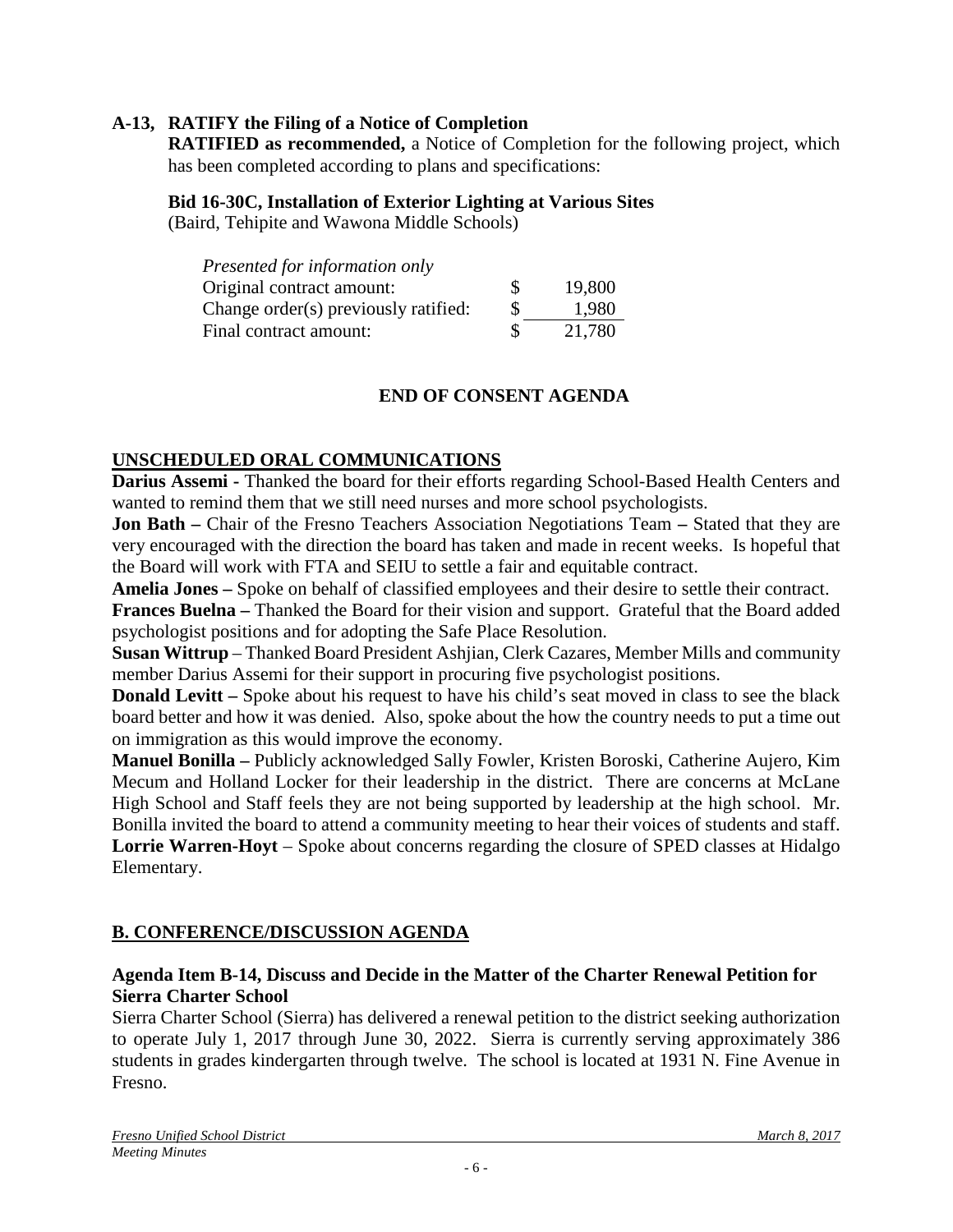**A-13, RATIFY the Filing of a Notice of Completion**

**RATIFIED as recommended,** a Notice of Completion for the following project, which has been completed according to plans and specifications:

**Bid 16-30C, Installation of Exterior Lighting at Various Sites**
(Baird, Tehipite and Wawona Middle Schools)

| *Presented for information only* | | |
|---|---|---|
| Original contract amount: | $ | 19,800 |
| Change order(s) previously ratified: | $ | 1,980 |
| Final contract amount: | $ | 21,780 |

**END OF CONSENT AGENDA**

## UNSCHEDULED ORAL COMMUNICATIONS

**Darius Assemi -** Thanked the board for their efforts regarding School-Based Health Centers and wanted to remind them that we still need nurses and more school psychologists.

**Jon Bath –** Chair of the Fresno Teachers Association Negotiations Team **–** Stated that they are very encouraged with the direction the board has taken and made in recent weeks. Is hopeful that the Board will work with FTA and SEIU to settle a fair and equitable contract.

**Amelia Jones –** Spoke on behalf of classified employees and their desire to settle their contract.

**Frances Buelna –** Thanked the Board for their vision and support. Grateful that the Board added psychologist positions and for adopting the Safe Place Resolution.

**Susan Wittrup** – Thanked Board President Ashjian, Clerk Cazares, Member Mills and community member Darius Assemi for their support in procuring five psychologist positions.

**Donald Levitt –** Spoke about his request to have his child's seat moved in class to see the black board better and how it was denied. Also, spoke about the how the country needs to put a time out on immigration as this would improve the economy.

**Manuel Bonilla –** Publicly acknowledged Sally Fowler, Kristen Boroski, Catherine Aujero, Kim Mecum and Holland Locker for their leadership in the district. There are concerns at McLane High School and Staff feels they are not being supported by leadership at the high school. Mr. Bonilla invited the board to attend a community meeting to hear their voices of students and staff.

**Lorrie Warren-Hoyt** – Spoke about concerns regarding the closure of SPED classes at Hidalgo Elementary.

## B. CONFERENCE/DISCUSSION AGENDA

### Agenda Item B-14, Discuss and Decide in the Matter of the Charter Renewal Petition for Sierra Charter School

Sierra Charter School (Sierra) has delivered a renewal petition to the district seeking authorization to operate July 1, 2017 through June 30, 2022. Sierra is currently serving approximately 386 students in grades kindergarten through twelve. The school is located at 1931 N. Fine Avenue in Fresno.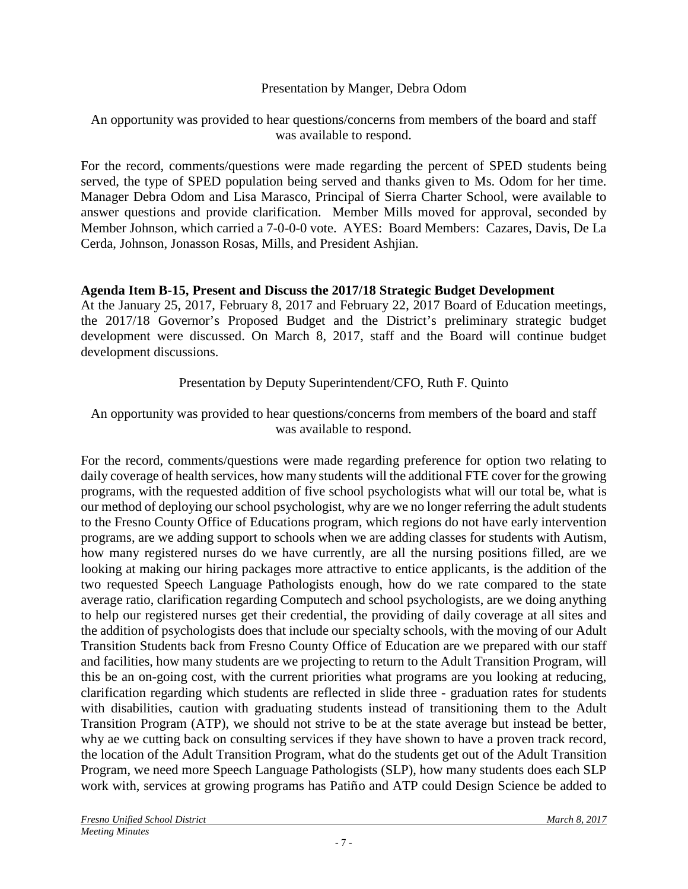Presentation by Manger, Debra Odom

An opportunity was provided to hear questions/concerns from members of the board and staff was available to respond.

For the record, comments/questions were made regarding the percent of SPED students being served, the type of SPED population being served and thanks given to Ms. Odom for her time. Manager Debra Odom and Lisa Marasco, Principal of Sierra Charter School, were available to answer questions and provide clarification. Member Mills moved for approval, seconded by Member Johnson, which carried a 7-0-0-0 vote. AYES: Board Members: Cazares, Davis, De La Cerda, Johnson, Jonasson Rosas, Mills, and President Ashjian.

**Agenda Item B-15, Present and Discuss the 2017/18 Strategic Budget Development**
At the January 25, 2017, February 8, 2017 and February 22, 2017 Board of Education meetings, the 2017/18 Governor's Proposed Budget and the District's preliminary strategic budget development were discussed. On March 8, 2017, staff and the Board will continue budget development discussions.

Presentation by Deputy Superintendent/CFO, Ruth F. Quinto

An opportunity was provided to hear questions/concerns from members of the board and staff was available to respond.

For the record, comments/questions were made regarding preference for option two relating to daily coverage of health services, how many students will the additional FTE cover for the growing programs, with the requested addition of five school psychologists what will our total be, what is our method of deploying our school psychologist, why are we no longer referring the adult students to the Fresno County Office of Educations program, which regions do not have early intervention programs, are we adding support to schools when we are adding classes for students with Autism, how many registered nurses do we have currently, are all the nursing positions filled, are we looking at making our hiring packages more attractive to entice applicants, is the addition of the two requested Speech Language Pathologists enough, how do we rate compared to the state average ratio, clarification regarding Computech and school psychologists, are we doing anything to help our registered nurses get their credential, the providing of daily coverage at all sites and the addition of psychologists does that include our specialty schools, with the moving of our Adult Transition Students back from Fresno County Office of Education are we prepared with our staff and facilities, how many students are we projecting to return to the Adult Transition Program, will this be an on-going cost, with the current priorities what programs are you looking at reducing, clarification regarding which students are reflected in slide three - graduation rates for students with disabilities, caution with graduating students instead of transitioning them to the Adult Transition Program (ATP), we should not strive to be at the state average but instead be better, why ae we cutting back on consulting services if they have shown to have a proven track record, the location of the Adult Transition Program, what do the students get out of the Adult Transition Program, we need more Speech Language Pathologists (SLP), how many students does each SLP work with, services at growing programs has Patiño and ATP could Design Science be added to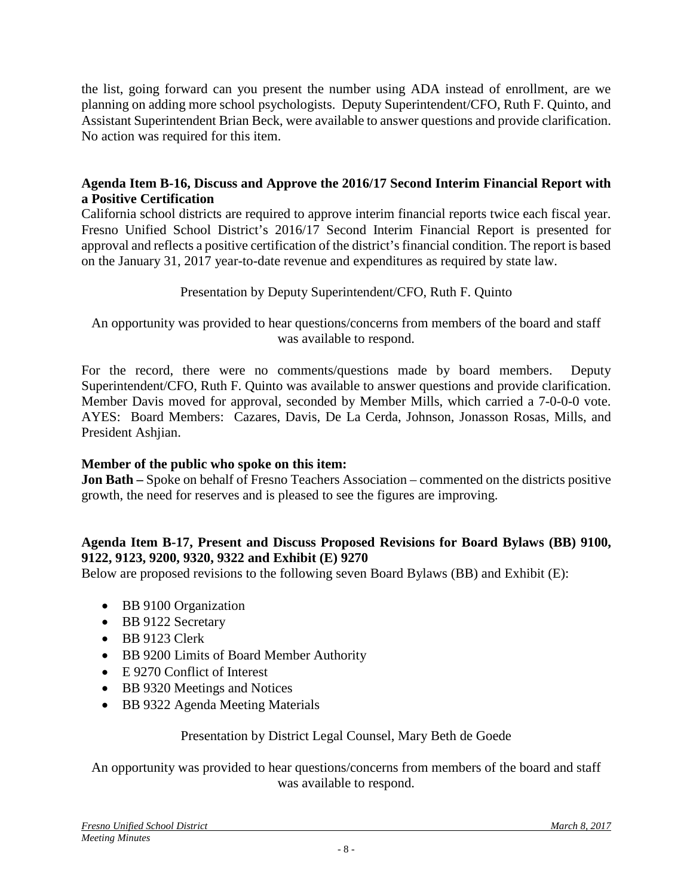the list, going forward can you present the number using ADA instead of enrollment, are we planning on adding more school psychologists. Deputy Superintendent/CFO, Ruth F. Quinto, and Assistant Superintendent Brian Beck, were available to answer questions and provide clarification. No action was required for this item.

**Agenda Item B-16, Discuss and Approve the 2016/17 Second Interim Financial Report with a Positive Certification**

California school districts are required to approve interim financial reports twice each fiscal year. Fresno Unified School District's 2016/17 Second Interim Financial Report is presented for approval and reflects a positive certification of the district's financial condition. The report is based on the January 31, 2017 year-to-date revenue and expenditures as required by state law.

Presentation by Deputy Superintendent/CFO, Ruth F. Quinto

An opportunity was provided to hear questions/concerns from members of the board and staff was available to respond.

For the record, there were no comments/questions made by board members. Deputy Superintendent/CFO, Ruth F. Quinto was available to answer questions and provide clarification. Member Davis moved for approval, seconded by Member Mills, which carried a 7-0-0-0 vote. AYES: Board Members: Cazares, Davis, De La Cerda, Johnson, Jonasson Rosas, Mills, and President Ashjian.

**Member of the public who spoke on this item:**

**Jon Bath –** Spoke on behalf of Fresno Teachers Association – commented on the districts positive growth, the need for reserves and is pleased to see the figures are improving.

**Agenda Item B-17, Present and Discuss Proposed Revisions for Board Bylaws (BB) 9100, 9122, 9123, 9200, 9320, 9322 and Exhibit (E) 9270**

Below are proposed revisions to the following seven Board Bylaws (BB) and Exhibit (E):

- BB 9100 Organization
- BB 9122 Secretary
- BB 9123 Clerk
- BB 9200 Limits of Board Member Authority
- E 9270 Conflict of Interest
- BB 9320 Meetings and Notices
- BB 9322 Agenda Meeting Materials

Presentation by District Legal Counsel, Mary Beth de Goede

An opportunity was provided to hear questions/concerns from members of the board and staff was available to respond.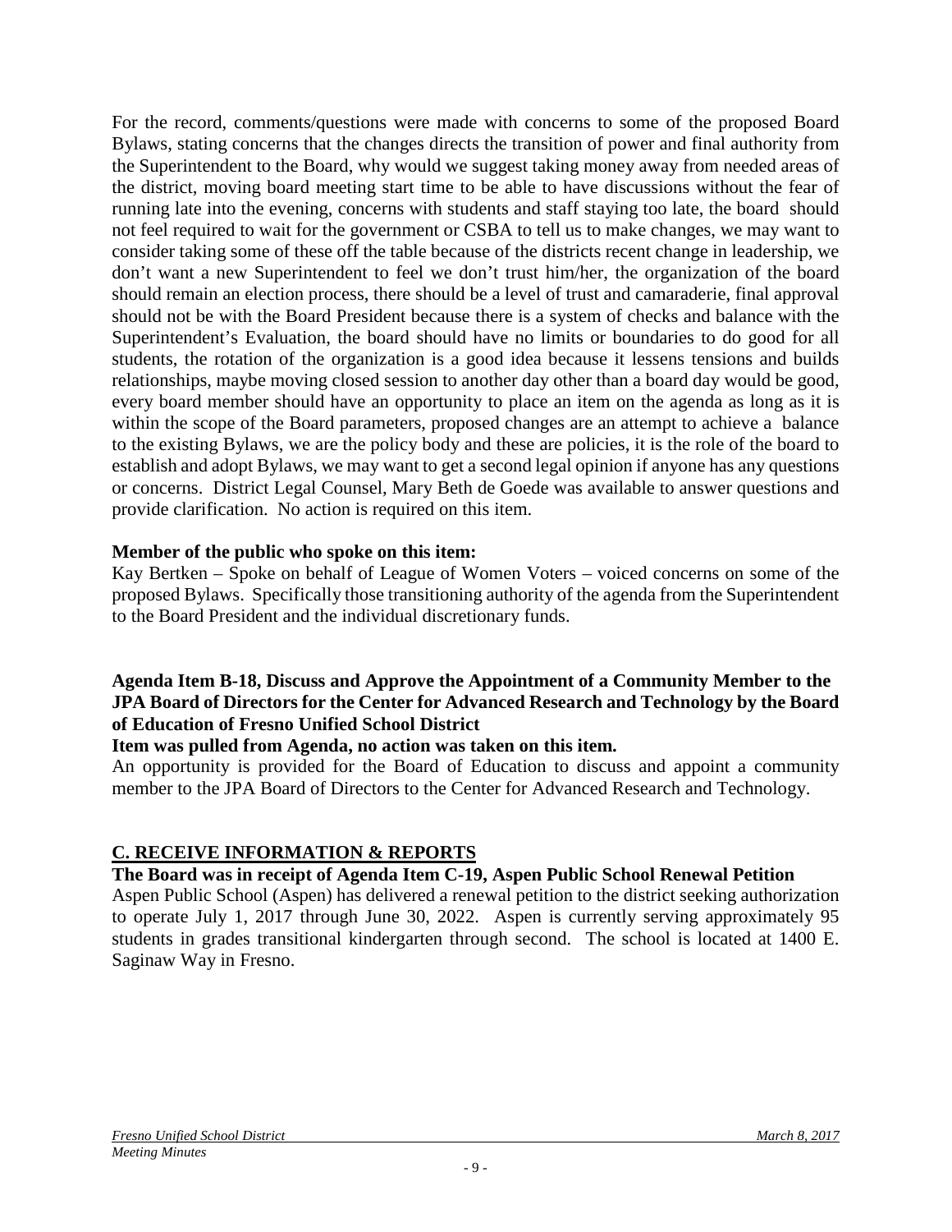For the record, comments/questions were made with concerns to some of the proposed Board Bylaws, stating concerns that the changes directs the transition of power and final authority from the Superintendent to the Board, why would we suggest taking money away from needed areas of the district, moving board meeting start time to be able to have discussions without the fear of running late into the evening, concerns with students and staff staying too late, the board should not feel required to wait for the government or CSBA to tell us to make changes, we may want to consider taking some of these off the table because of the districts recent change in leadership, we don't want a new Superintendent to feel we don't trust him/her, the organization of the board should remain an election process, there should be a level of trust and camaraderie, final approval should not be with the Board President because there is a system of checks and balance with the Superintendent's Evaluation, the board should have no limits or boundaries to do good for all students, the rotation of the organization is a good idea because it lessens tensions and builds relationships, maybe moving closed session to another day other than a board day would be good, every board member should have an opportunity to place an item on the agenda as long as it is within the scope of the Board parameters, proposed changes are an attempt to achieve a balance to the existing Bylaws, we are the policy body and these are policies, it is the role of the board to establish and adopt Bylaws, we may want to get a second legal opinion if anyone has any questions or concerns. District Legal Counsel, Mary Beth de Goede was available to answer questions and provide clarification. No action is required on this item.

**Member of the public who spoke on this item:**

Kay Bertken – Spoke on behalf of League of Women Voters – voiced concerns on some of the proposed Bylaws. Specifically those transitioning authority of the agenda from the Superintendent to the Board President and the individual discretionary funds.

**Agenda Item B-18, Discuss and Approve the Appointment of a Community Member to the JPA Board of Directors for the Center for Advanced Research and Technology by the Board of Education of Fresno Unified School District**

**Item was pulled from Agenda, no action was taken on this item.**

An opportunity is provided for the Board of Education to discuss and appoint a community member to the JPA Board of Directors to the Center for Advanced Research and Technology.

## C. RECEIVE INFORMATION & REPORTS

**The Board was in receipt of Agenda Item C-19, Aspen Public School Renewal Petition**

Aspen Public School (Aspen) has delivered a renewal petition to the district seeking authorization to operate July 1, 2017 through June 30, 2022. Aspen is currently serving approximately 95 students in grades transitional kindergarten through second. The school is located at 1400 E. Saginaw Way in Fresno.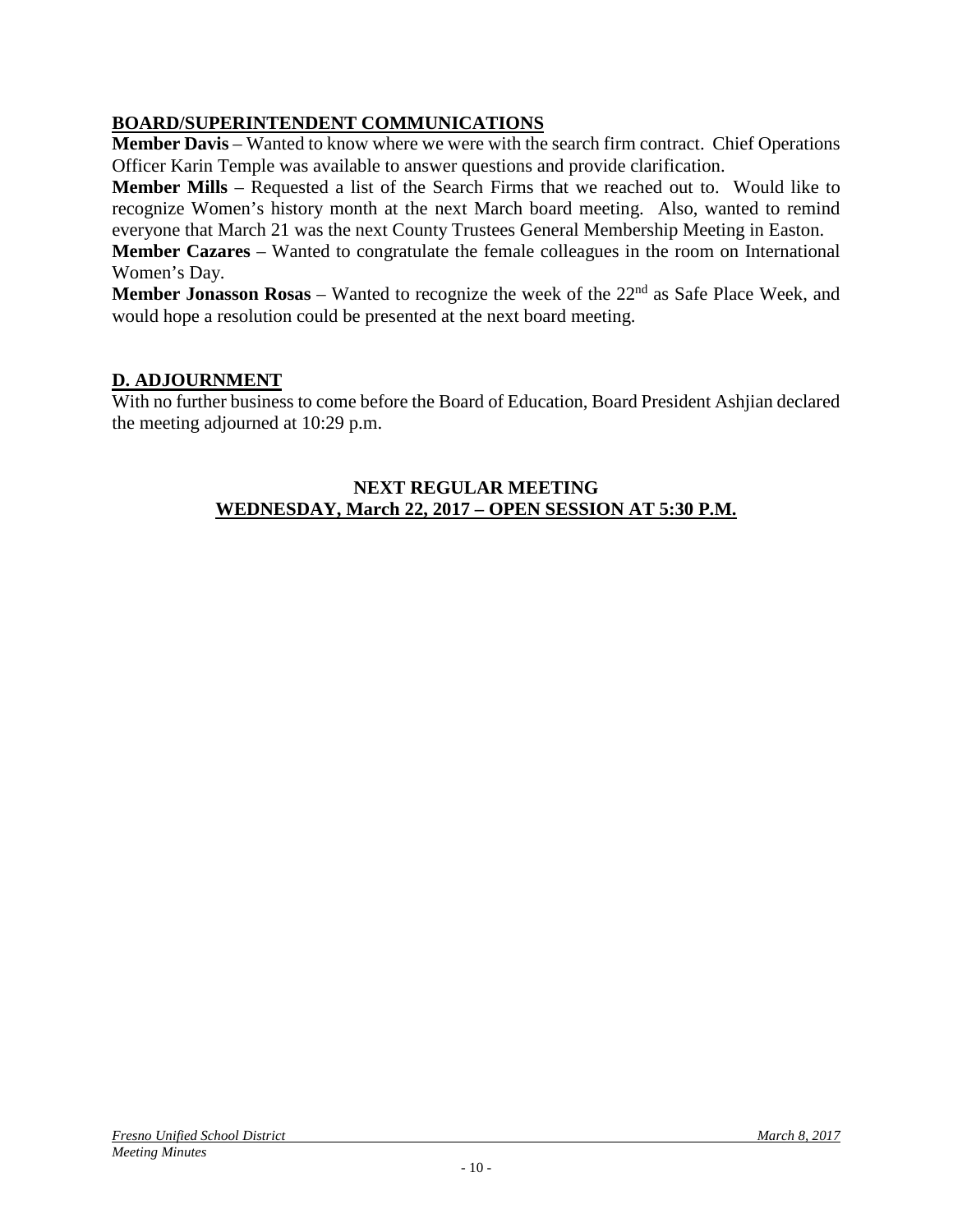## BOARD/SUPERINTENDENT COMMUNICATIONS

**Member Davis** – Wanted to know where we were with the search firm contract. Chief Operations Officer Karin Temple was available to answer questions and provide clarification.

**Member Mills** – Requested a list of the Search Firms that we reached out to. Would like to recognize Women's history month at the next March board meeting. Also, wanted to remind everyone that March 21 was the next County Trustees General Membership Meeting in Easton.

**Member Cazares** – Wanted to congratulate the female colleagues in the room on International Women's Day.

**Member Jonasson Rosas** – Wanted to recognize the week of the 22nd as Safe Place Week, and would hope a resolution could be presented at the next board meeting.

## D. ADJOURNMENT

With no further business to come before the Board of Education, Board President Ashjian declared the meeting adjourned at 10:29 p.m.

**NEXT REGULAR MEETING**
**WEDNESDAY, March 22, 2017 – OPEN SESSION AT 5:30 P.M.**